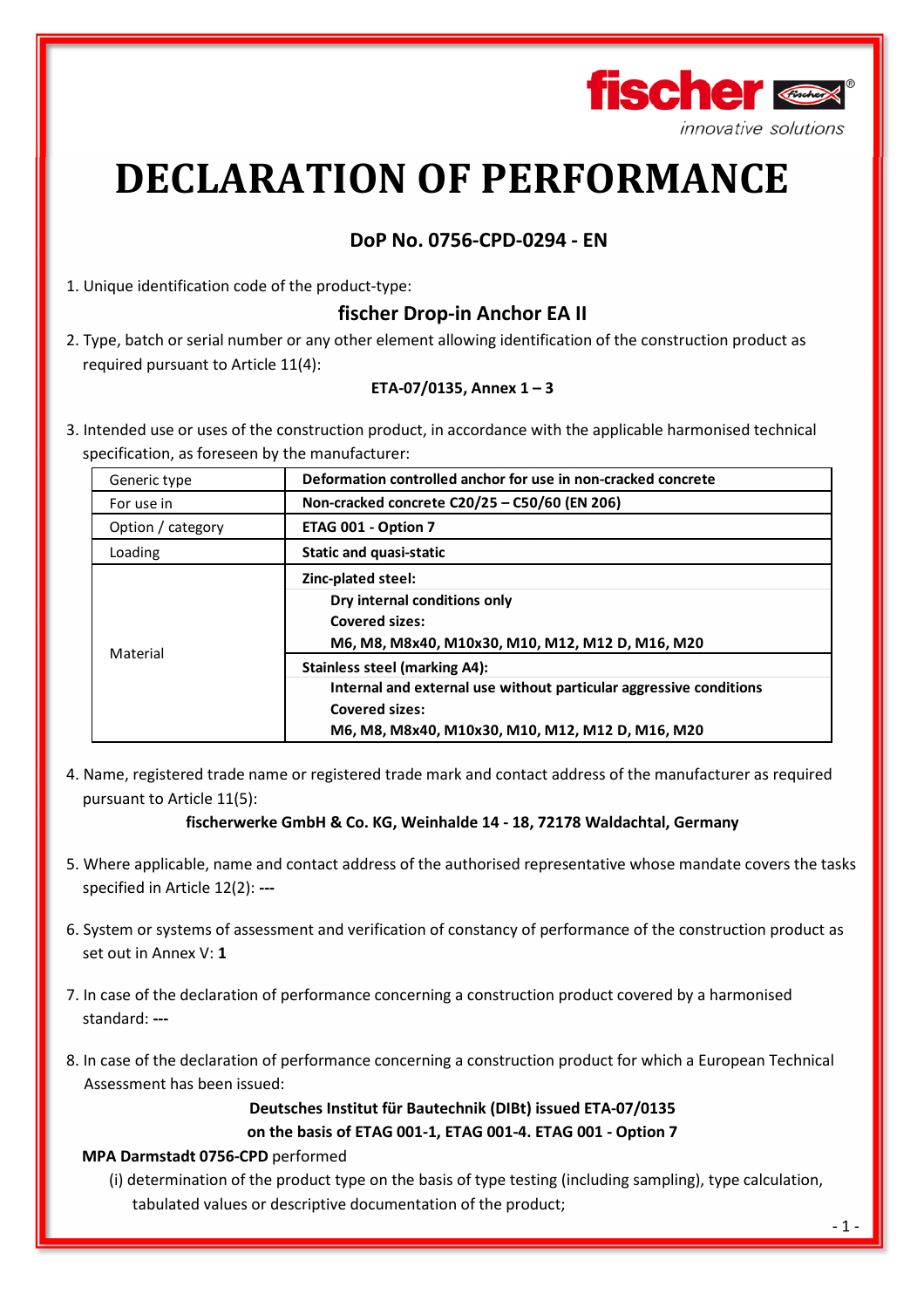# DECLARATION OF PERFORMANCE

## DoP No. 0756-CPD-0294 - EN

1. Unique identification code of the product-type:

### fischer Drop-in Anchor EA II

2. Type, batch or serial number or any other element allowing identification of the construction product as required pursuant to Article 11(4):

**ETA-07/0135, Annex 1 – 3**

3. Intended use or uses of the construction product, in accordance with the applicable harmonised technical specification, as foreseen by the manufacturer:

| Generic type | **Deformation controlled anchor for use in non-cracked concrete** |
|---|---|
| For use in | **Non-cracked concrete C20/25 – C50/60 (EN 206)** |
| Option / category | **ETAG 001 - Option 7** |
| Loading | **Static and quasi-static** |
| Material | **Zinc-plated steel:**<br>**Dry internal conditions only**<br>**Covered sizes:**<br>**M6, M8, M8x40, M10x30, M10, M12, M12 D, M16, M20** |
| | **Stainless steel (marking A4):**<br>**Internal and external use without particular aggressive conditions**<br>**Covered sizes:**<br>**M6, M8, M8x40, M10x30, M10, M12, M12 D, M16, M20** |

4. Name, registered trade name or registered trade mark and contact address of the manufacturer as required pursuant to Article 11(5):

**fischerwerke GmbH & Co. KG, Weinhalde 14 - 18, 72178 Waldachtal, Germany**

5. Where applicable, name and contact address of the authorised representative whose mandate covers the tasks specified in Article 12(2): **---**

6. System or systems of assessment and verification of constancy of performance of the construction product as set out in Annex V: **1**

7. In case of the declaration of performance concerning a construction product covered by a harmonised standard: **---**

8. In case of the declaration of performance concerning a construction product for which a European Technical Assessment has been issued:

**Deutsches Institut für Bautechnik (DIBt) issued ETA-07/0135**
**on the basis of ETAG 001-1, ETAG 001-4. ETAG 001 - Option 7**

**MPA Darmstadt 0756-CPD** performed

(i) determination of the product type on the basis of type testing (including sampling), type calculation, tabulated values or descriptive documentation of the product;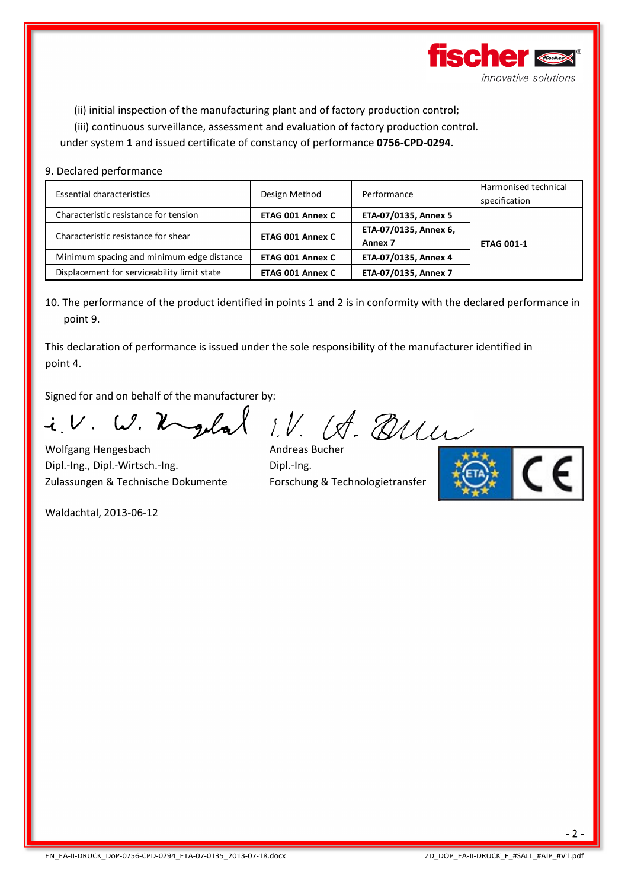(ii) initial inspection of the manufacturing plant and of factory production control;

(iii) continuous surveillance, assessment and evaluation of factory production control.

under system **1** and issued certificate of constancy of performance **0756-CPD-0294**.

9. Declared performance

| Essential characteristics | Design Method | Performance | Harmonised technical specification |
|---|---|---|---|
| Characteristic resistance for tension | **ETAG 001 Annex C** | **ETA-07/0135, Annex 5** | **ETAG 001-1** |
| Characteristic resistance for shear | **ETAG 001 Annex C** | **ETA-07/0135, Annex 6, Annex 7** | |
| Minimum spacing and minimum edge distance | **ETAG 001 Annex C** | **ETA-07/0135, Annex 4** | |
| Displacement for serviceability limit state | **ETAG 001 Annex C** | **ETA-07/0135, Annex 7** | |

10. The performance of the product identified in points 1 and 2 is in conformity with the declared performance in point 9.

This declaration of performance is issued under the sole responsibility of the manufacturer identified in point 4.

Signed for and on behalf of the manufacturer by:

i. V. W. Hengesbach

Wolfgang Hengesbach
Dipl.-Ing., Dipl.-Wirtsch.-Ing.
Zulassungen & Technische Dokumente

i. V. A. Bucher

Andreas Bucher
Dipl.-Ing.
Forschung & Technologietransfer

Waldachtal, 2013-06-12

EN_EA-II-DRUCK_DoP-0756-CPD-0294_ETA-07-0135_2013-07-18.docx

ZD_DOP_EA-II-DRUCK_F_#SALL_#AIP_#V1.pdf